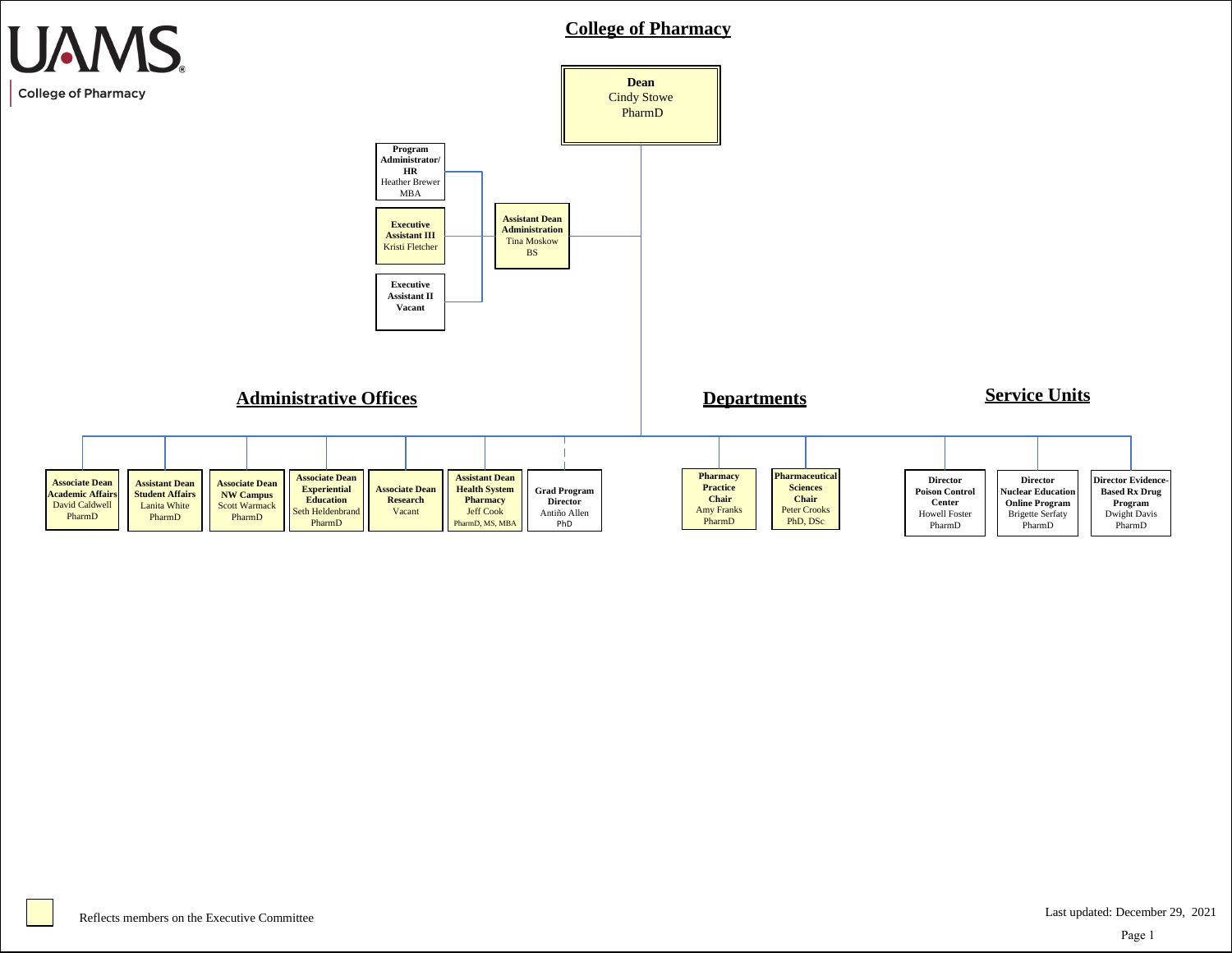UAMS College of Pharmacy

# College of Pharmacy

**Dean**
Cindy Stowe
PharmD

**Assistant Dean Administration**
Tina Moskow
BS

- **Program Administrator/ HR** — Heather Brewer, MBA
- **Executive Assistant III** — Kristi Fletcher
- **Executive Assistant II** — Vacant

## Administrative Offices

- **Associate Dean Academic Affairs** — David Caldwell, PharmD
- **Assistant Dean Student Affairs** — Lanita White, PharmD
- **Associate Dean NW Campus** — Scott Warmack, PharmD
- **Associate Dean Experiential Education** — Seth Heldenbrand, PharmD
- **Associate Dean Research** — Vacant
- **Assistant Dean Health System Pharmacy** — Jeff Cook, PharmD, MS, MBA
- **Grad Program Director** — Antiño Allen, PhD

## Departments

- **Pharmacy Practice Chair** — Amy Franks, PharmD
- **Pharmaceutical Sciences Chair** — Peter Crooks, PhD, DSc

## Service Units

- **Director Poison Control Center** — Howell Foster, PharmD
- **Director Nuclear Education Online Program** — Brigette Serfaty, PharmD
- **Director Evidence-Based Rx Drug Program** — Dwight Davis, PharmD

Reflects members on the Executive Committee

Last updated: December 29, 2021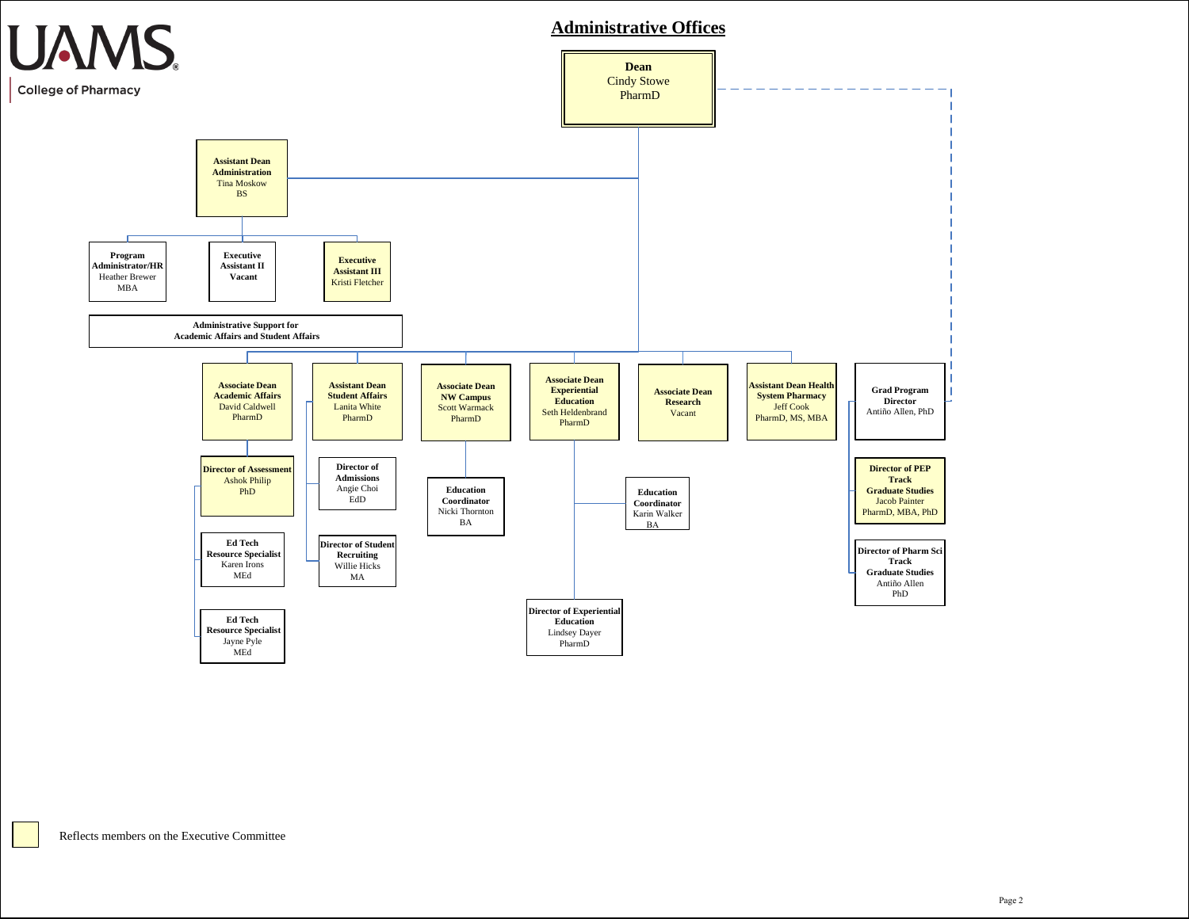UAMS College of Pharmacy

# Administrative Offices

**Dean**
Cindy Stowe
PharmD

- **Assistant Dean Administration** — Tina Moskow, BS
  - **Program Administrator/HR** — Heather Brewer, MBA
  - **Executive Assistant II** — Vacant
  - **Executive Assistant III** — Kristi Fletcher
  - **Administrative Support for Academic Affairs and Student Affairs**
- **Associate Dean Academic Affairs** — David Caldwell, PharmD
  - **Director of Assessment** — Ashok Philip, PhD
  - **Ed Tech Resource Specialist** — Karen Irons, MEd
  - **Ed Tech Resource Specialist** — Jayne Pyle, MEd
- **Assistant Dean Student Affairs** — Lanita White, PharmD
  - **Director of Admissions** — Angie Choi, EdD
  - **Director of Student Recruiting** — Willie Hicks, MA
- **Associate Dean NW Campus** — Scott Warmack, PharmD
  - **Education Coordinator** — Nicki Thornton, BA
- **Associate Dean Experiential Education** — Seth Heldenbrand, PharmD
  - **Education Coordinator** — Karin Walker, BA
  - **Director of Experiential Education** — Lindsey Dayer, PharmD
- **Associate Dean Research** — Vacant
- **Assistant Dean Health System Pharmacy** — Jeff Cook, PharmD, MS, MBA
- **Grad Program Director** — Antiño Allen, PhD
  - **Director of PEP Track Graduate Studies** — Jacob Painter, PharmD, MBA, PhD
  - **Director of Pharm Sci Track Graduate Studies** — Antiño Allen, PhD

Reflects members on the Executive Committee (shaded boxes: Dean; Assistant Dean Administration; Executive Assistant III; Associate Dean Academic Affairs; Director of Assessment; Assistant Dean Student Affairs; Associate Dean NW Campus; Associate Dean Experiential Education; Associate Dean Research; Assistant Dean Health System Pharmacy; Director of PEP Track Graduate Studies)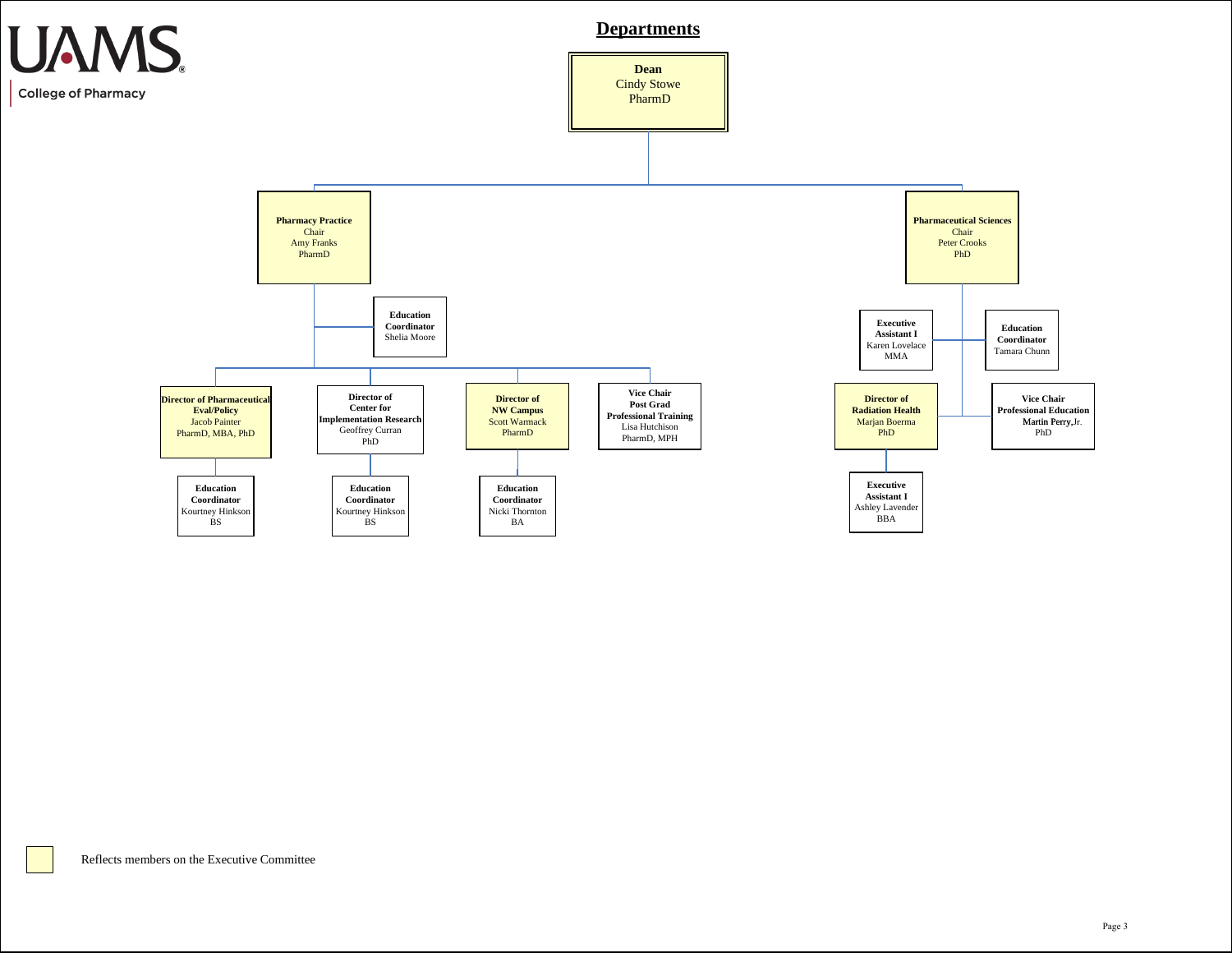UAMS College of Pharmacy

# Departments

**Dean**
Cindy Stowe
PharmD

## Pharmacy Practice

**Pharmacy Practice**
Chair
Amy Franks
PharmD

- **Education Coordinator** Shelia Moore
- **Director of Pharmaceutical Eval/Policy** Jacob Painter, PharmD, MBA, PhD
  - **Education Coordinator** Kourtney Hinkson, BS
- **Director of Center for Implementation Research** Geoffrey Curran, PhD
  - **Education Coordinator** Kourtney Hinkson, BS
- **Director of NW Campus** Scott Warmack, PharmD
  - **Education Coordinator** Nicki Thornton, BA
- **Vice Chair Post Grad Professional Training** Lisa Hutchison, PharmD, MPH

## Pharmaceutical Sciences

**Pharmaceutical Sciences**
Chair
Peter Crooks
PhD

- **Executive Assistant I** Karen Lovelace, MMA
- **Education Coordinator** Tamara Chunn
- **Director of Radiation Health** Marjan Boerma, PhD
  - **Executive Assistant I** Ashley Lavender, BBA
- **Vice Chair Professional Education** Martin Perry, Jr., PhD

Shaded boxes (Dean Cindy Stowe; Chair Amy Franks; Chair Peter Crooks; Jacob Painter; Scott Warmack; Marjan Boerma): Reflects members on the Executive Committee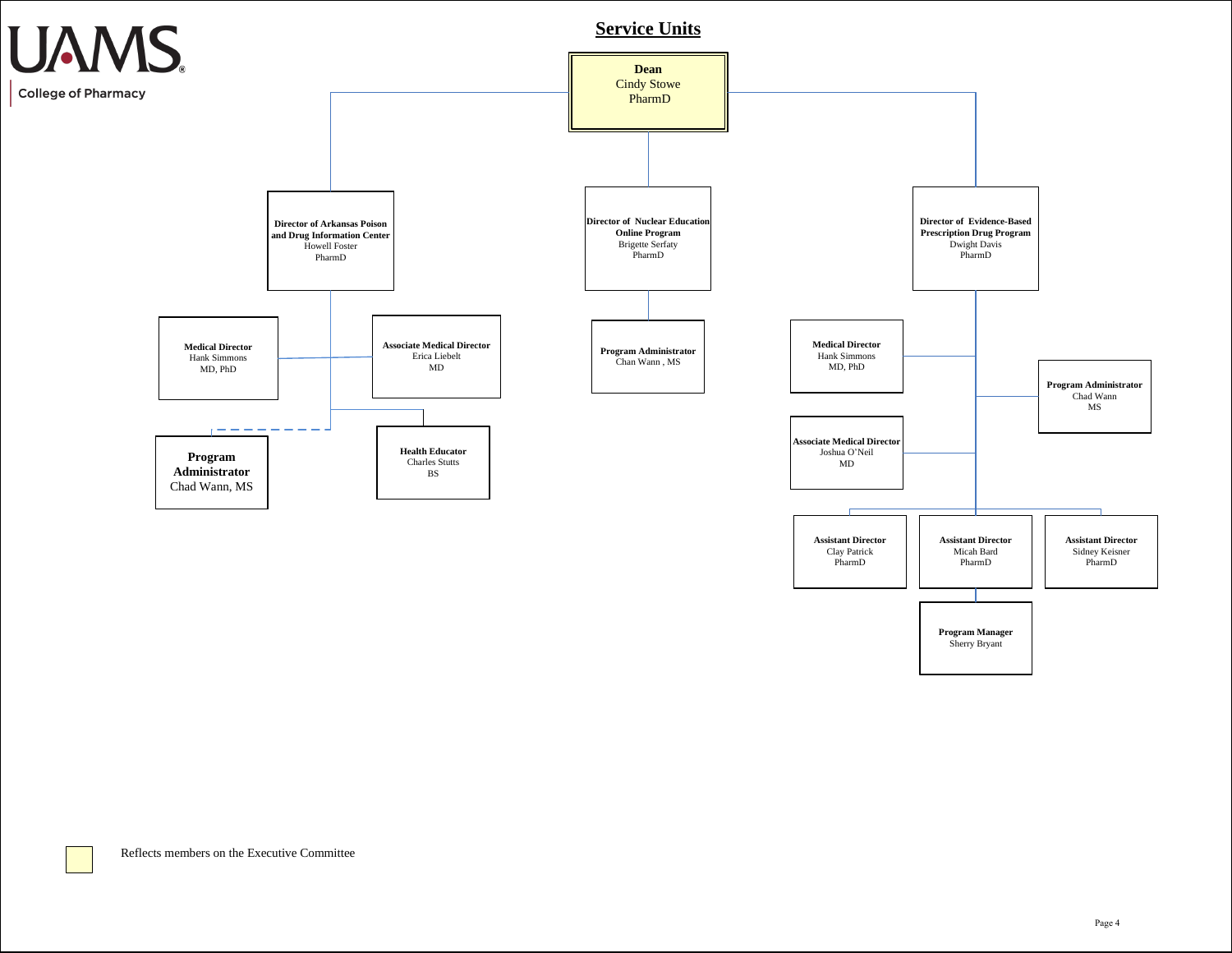# Service Units

**Dean**
Cindy Stowe
PharmD

## Director of Arkansas Poison and Drug Information Center
Howell Foster
PharmD

- **Medical Director** — Hank Simmons, MD, PhD
- **Associate Medical Director** — Erica Liebelt, MD
- **Health Educator** — Charles Stutts, BS
- **Program Administrator** — Chad Wann, MS

## Director of Nuclear Education Online Program
Brigette Serfaty
PharmD

- **Program Administrator** — Chan Wann , MS

## Director of Evidence-Based Prescription Drug Program
Dwight Davis
PharmD

- **Medical Director** — Hank Simmons, MD, PhD
- **Program Administrator** — Chad Wann, MS
- **Associate Medical Director** — Joshua O'Neil, MD
- **Assistant Director** — Clay Patrick, PharmD
- **Assistant Director** — Micah Bard, PharmD
  - **Program Manager** — Sherry Bryant
- **Assistant Director** — Sidney Keisner, PharmD

Reflects members on the Executive Committee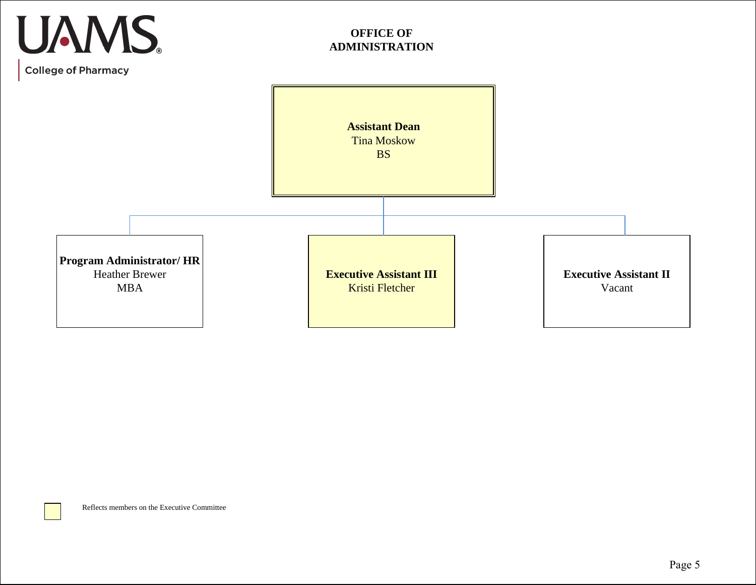UAMS

College of Pharmacy

# OFFICE OF ADMINISTRATION

**Assistant Dean**
Tina Moskow
BS

- **Program Administrator/ HR**
  Heather Brewer
  MBA
- **Executive Assistant III**
  Kristi Fletcher
- **Executive Assistant II**
  Vacant

Reflects members on the Executive Committee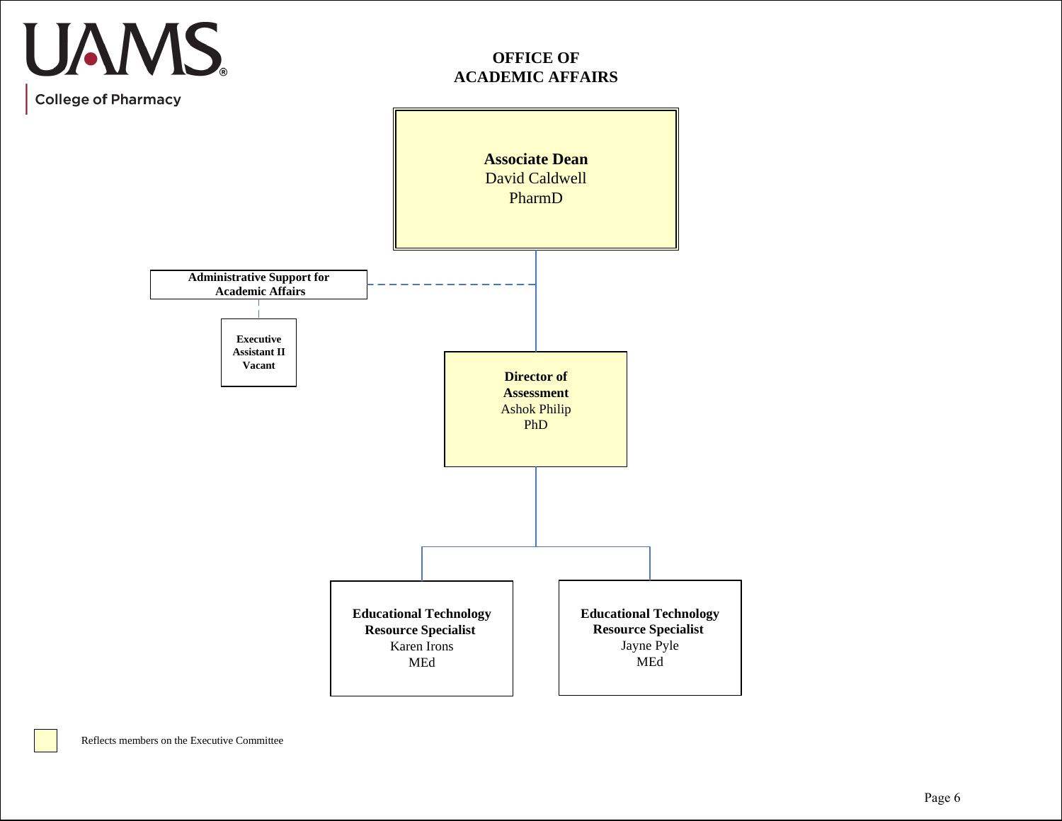UAMS

College of Pharmacy

# OFFICE OF ACADEMIC AFFAIRS

**Associate Dean**
David Caldwell
PharmD

**Administrative Support for Academic Affairs**

**Executive Assistant II**
**Vacant**

**Director of Assessment**
Ashok Philip
PhD

**Educational Technology Resource Specialist**
Karen Irons
MEd

**Educational Technology Resource Specialist**
Jayne Pyle
MEd

Reflects members on the Executive Committee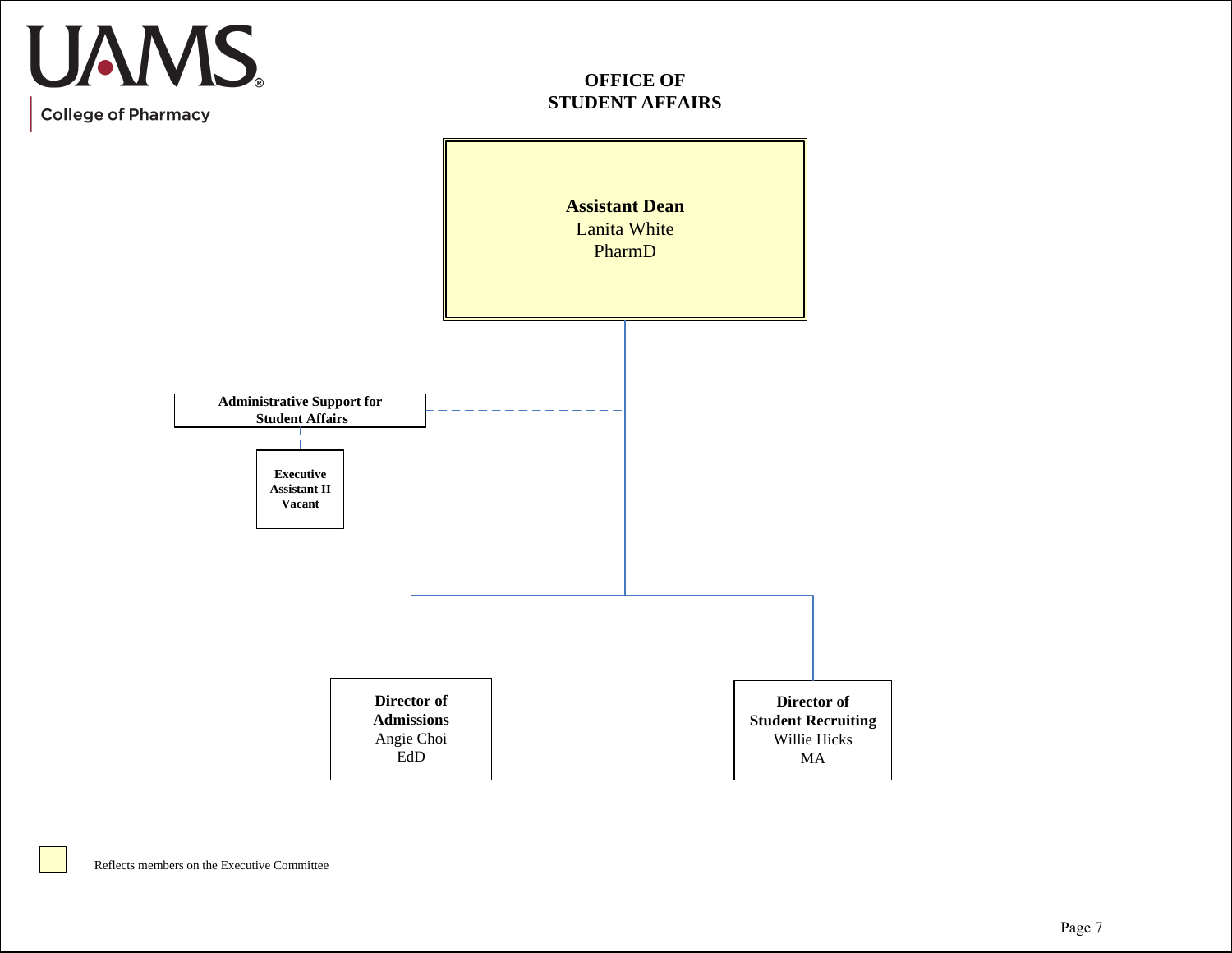UAMS

College of Pharmacy

# OFFICE OF STUDENT AFFAIRS

**Assistant Dean**
Lanita White
PharmD

**Administrative Support for Student Affairs**

**Executive Assistant II**
**Vacant**

**Director of Admissions**
Angie Choi
EdD

**Director of Student Recruiting**
Willie Hicks
MA

Reflects members on the Executive Committee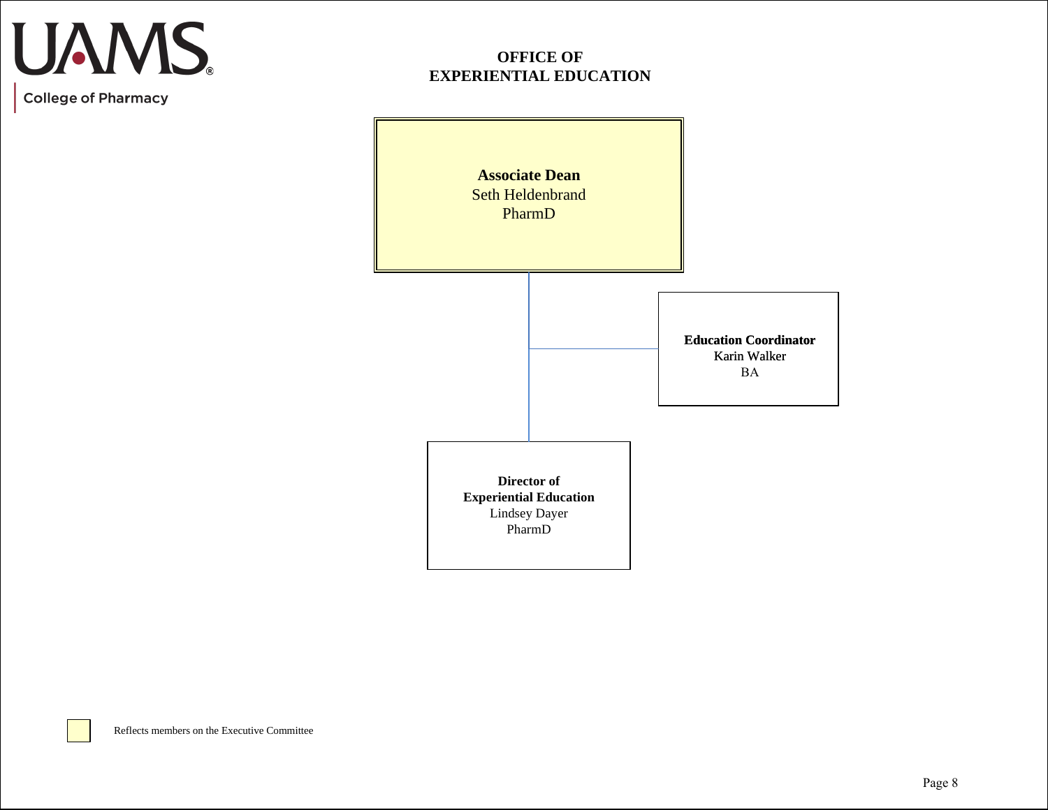UAMS College of Pharmacy

# OFFICE OF EXPERIENTIAL EDUCATION

**Associate Dean**
Seth Heldenbrand
PharmD

**Education Coordinator**
Karin Walker
BA

**Director of Experiential Education**
Lindsey Dayer
PharmD

Reflects members on the Executive Committee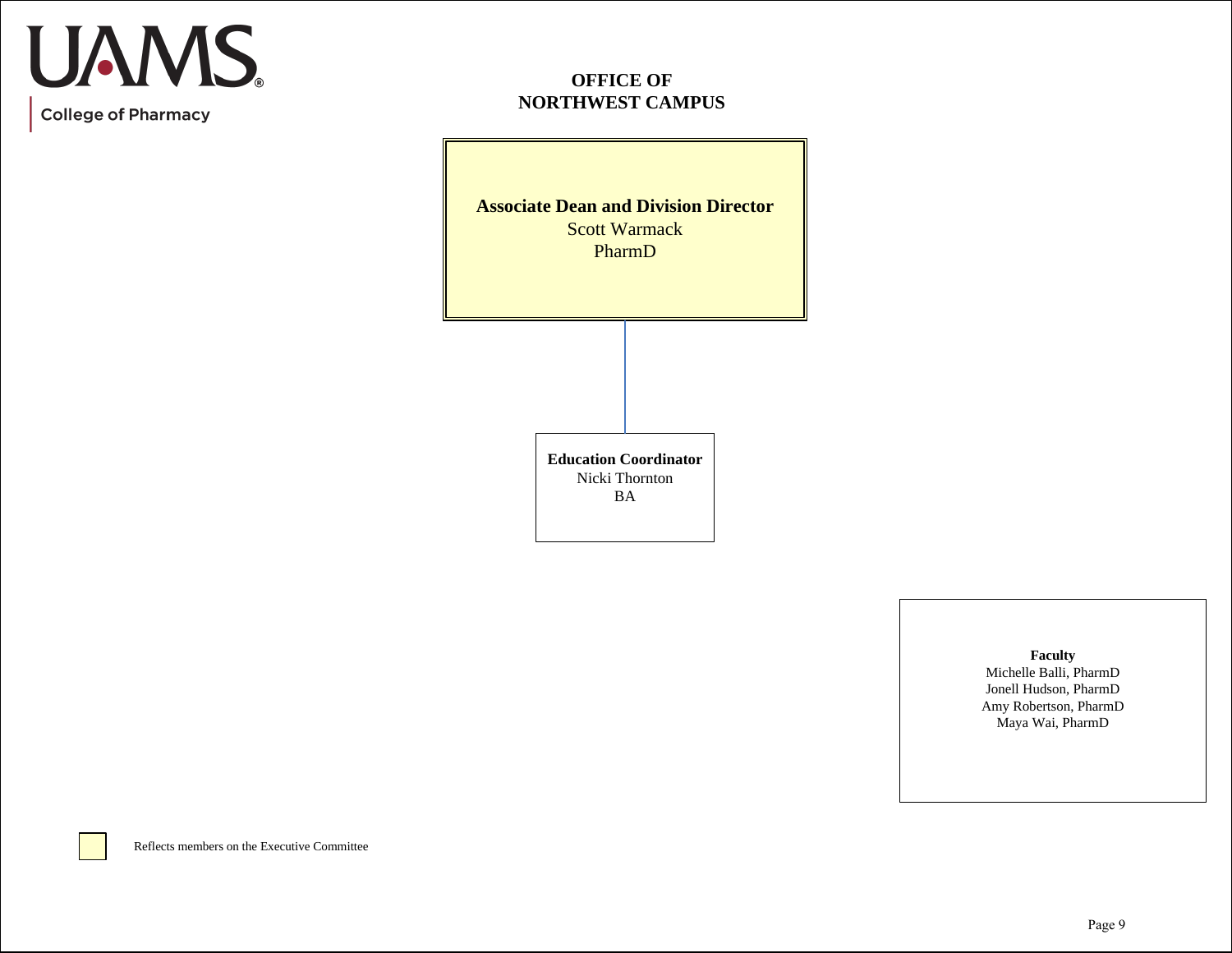UAMS

College of Pharmacy

# OFFICE OF NORTHWEST CAMPUS

**Associate Dean and Division Director**
Scott Warmack
PharmD

**Education Coordinator**
Nicki Thornton
BA

**Faculty**
Michelle Balli, PharmD
Jonell Hudson, PharmD
Amy Robertson, PharmD
Maya Wai, PharmD

Reflects members on the Executive Committee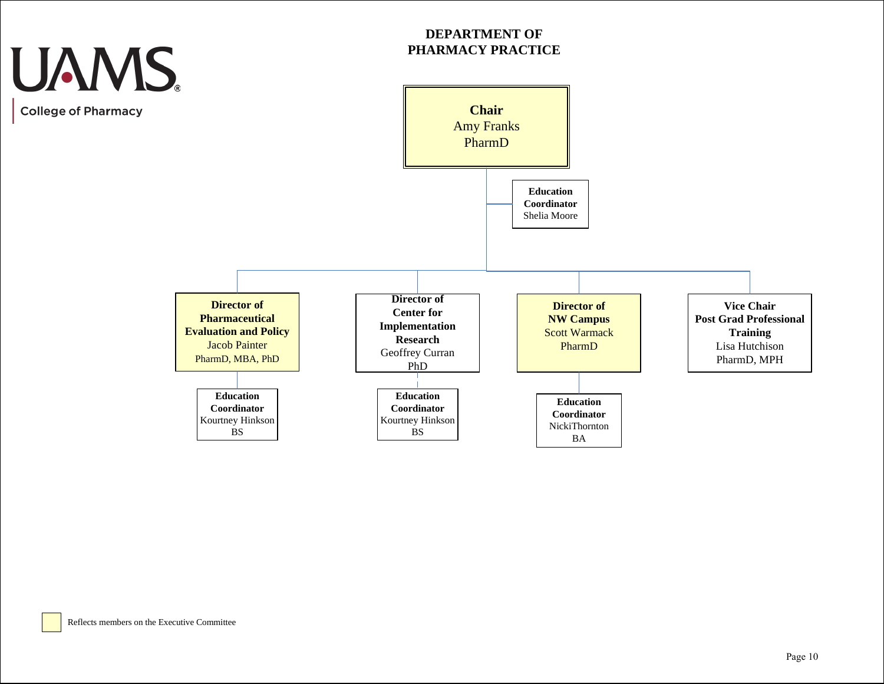UAMS

College of Pharmacy

# DEPARTMENT OF PHARMACY PRACTICE

**Chair**
Amy Franks
PharmD

- **Education Coordinator**
  Shelia Moore

- **Director of Pharmaceutical Evaluation and Policy**
  Jacob Painter
  PharmD, MBA, PhD
  - **Education Coordinator**
    Kourtney Hinkson
    BS

- **Director of Center for Implementation Research**
  Geoffrey Curran
  PhD
  - **Education Coordinator**
    Kourtney Hinkson
    BS

- **Director of NW Campus**
  Scott Warmack
  PharmD
  - **Education Coordinator**
    NickiThornton
    BA

- **Vice Chair Post Grad Professional Training**
  Lisa Hutchison
  PharmD, MPH

Reflects members on the Executive Committee (Chair – Amy Franks; Director of Pharmaceutical Evaluation and Policy – Jacob Painter; Director of NW Campus – Scott Warmack)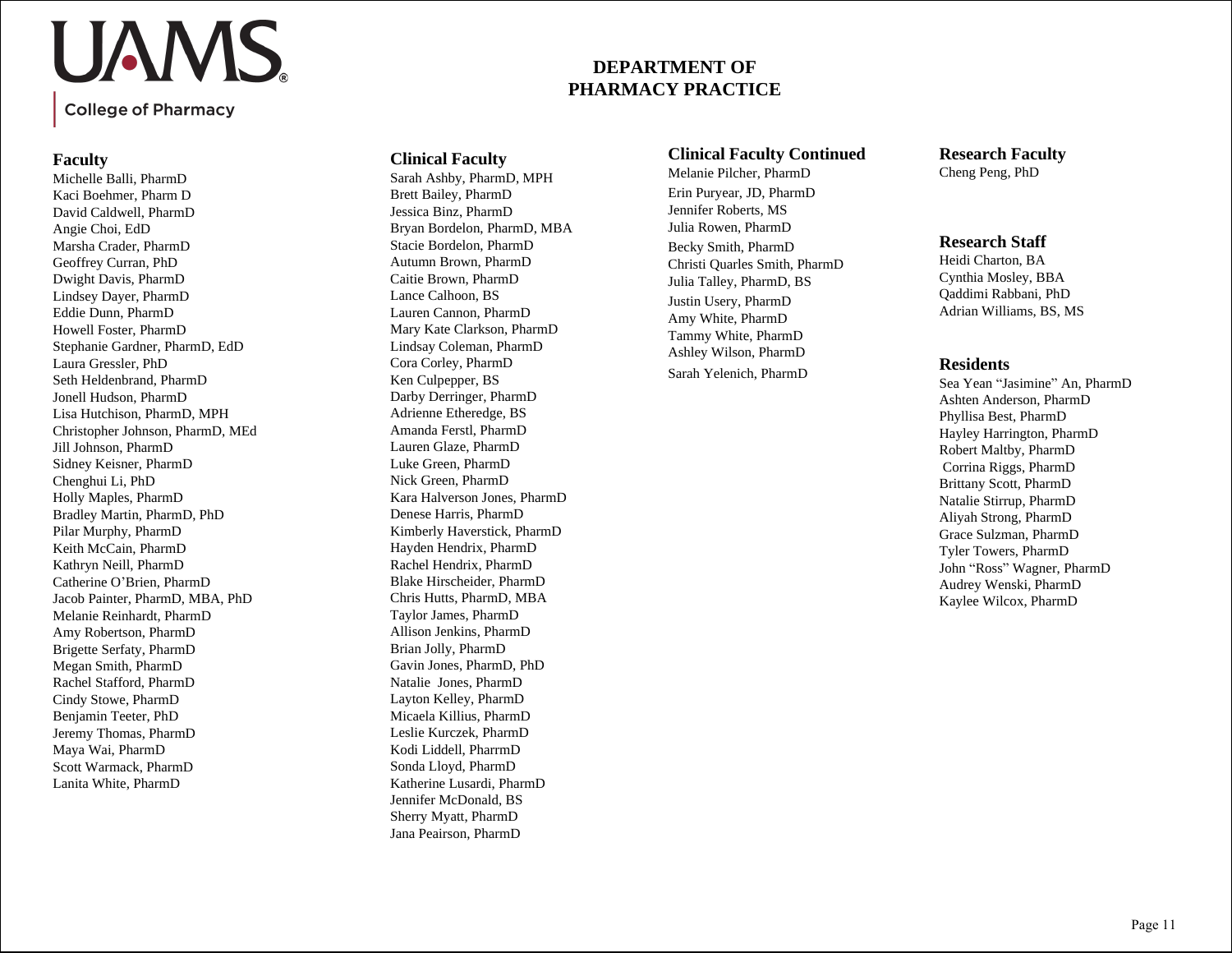UAMS

College of Pharmacy

# DEPARTMENT OF PHARMACY PRACTICE

## Faculty

Michelle Balli, PharmD
Kaci Boehmer, Pharm D
David Caldwell, PharmD
Angie Choi, EdD
Marsha Crader, PharmD
Geoffrey Curran, PhD
Dwight Davis, PharmD
Lindsey Dayer, PharmD
Eddie Dunn, PharmD
Howell Foster, PharmD
Stephanie Gardner, PharmD, EdD
Laura Gressler, PhD
Seth Heldenbrand, PharmD
Jonell Hudson, PharmD
Lisa Hutchison, PharmD, MPH
Christopher Johnson, PharmD, MEd
Jill Johnson, PharmD
Sidney Keisner, PharmD
Chenghui Li, PhD
Holly Maples, PharmD
Bradley Martin, PharmD, PhD
Pilar Murphy, PharmD
Keith McCain, PharmD
Kathryn Neill, PharmD
Catherine O'Brien, PharmD
Jacob Painter, PharmD, MBA, PhD
Melanie Reinhardt, PharmD
Amy Robertson, PharmD
Brigette Serfaty, PharmD
Megan Smith, PharmD
Rachel Stafford, PharmD
Cindy Stowe, PharmD
Benjamin Teeter, PhD
Jeremy Thomas, PharmD
Maya Wai, PharmD
Scott Warmack, PharmD
Lanita White, PharmD

## Clinical Faculty

Sarah Ashby, PharmD, MPH
Brett Bailey, PharmD
Jessica Binz, PharmD
Bryan Bordelon, PharmD, MBA
Stacie Bordelon, PharmD
Autumn Brown, PharmD
Caitie Brown, PharmD
Lance Calhoon, BS
Lauren Cannon, PharmD
Mary Kate Clarkson, PharmD
Lindsay Coleman, PharmD
Cora Corley, PharmD
Ken Culpepper, BS
Darby Derringer, PharmD
Adrienne Etheredge, BS
Amanda Ferstl, PharmD
Lauren Glaze, PharmD
Luke Green, PharmD
Nick Green, PharmD
Kara Halverson Jones, PharmD
Denese Harris, PharmD
Kimberly Haverstick, PharmD
Hayden Hendrix, PharmD
Rachel Hendrix, PharmD
Blake Hirscheider, PharmD
Chris Hutts, PharmD, MBA
Taylor James, PharmD
Allison Jenkins, PharmD
Brian Jolly, PharmD
Gavin Jones, PharmD, PhD
Natalie  Jones, PharmD
Layton Kelley, PharmD
Micaela Killius, PharmD
Leslie Kurczek, PharmD
Kodi Liddell, PharrmD
Sonda Lloyd, PharmD
Katherine Lusardi, PharmD
Jennifer McDonald, BS
Sherry Myatt, PharmD
Jana Peairson, PharmD

## Clinical Faculty Continued

Melanie Pilcher, PharmD
Erin Puryear, JD, PharmD
Jennifer Roberts, MS
Julia Rowen, PharmD
Becky Smith, PharmD
Christi Quarles Smith, PharmD
Julia Talley, PharmD, BS
Justin Usery, PharmD
Amy White, PharmD
Tammy White, PharmD
Ashley Wilson, PharmD
Sarah Yelenich, PharmD

## Research Faculty

Cheng Peng, PhD

## Research Staff

Heidi Charton, BA
Cynthia Mosley, BBA
Qaddimi Rabbani, PhD
Adrian Williams, BS, MS

## Residents

Sea Yean "Jasimine" An, PharmD
Ashten Anderson, PharmD
Phyllisa Best, PharmD
Hayley Harrington, PharmD
Robert Maltby, PharmD
Corrina Riggs, PharmD
Brittany Scott, PharmD
Natalie Stirrup, PharmD
Aliyah Strong, PharmD
Grace Sulzman, PharmD
Tyler Towers, PharmD
John "Ross" Wagner, PharmD
Audrey Wenski, PharmD
Kaylee Wilcox, PharmD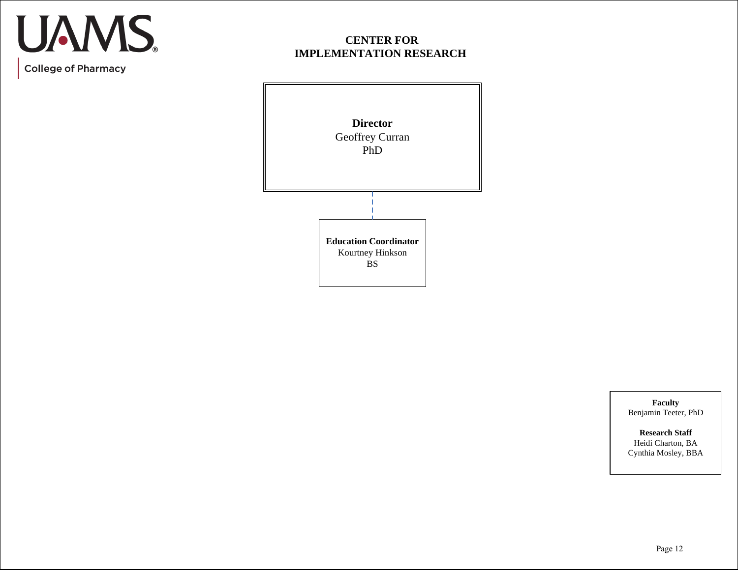UAMS

College of Pharmacy

# CENTER FOR IMPLEMENTATION RESEARCH

**Director**
Geoffrey Curran
PhD

**Education Coordinator**
Kourtney Hinkson
BS

**Faculty**
Benjamin Teeter, PhD

**Research Staff**
Heidi Charton, BA
Cynthia Mosley, BBA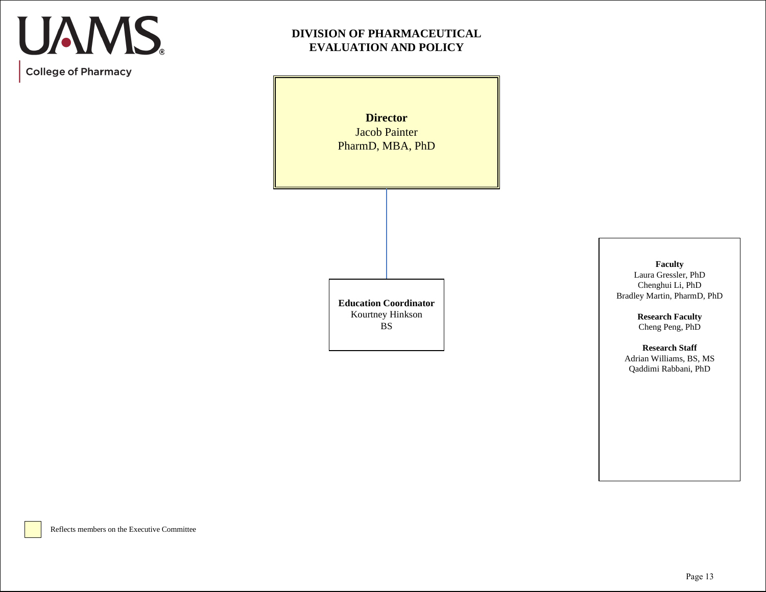UAMS®

College of Pharmacy

# DIVISION OF PHARMACEUTICAL EVALUATION AND POLICY

**Director**
Jacob Painter
PharmD, MBA, PhD

**Education Coordinator**
Kourtney Hinkson
BS

**Faculty**
Laura Gressler, PhD
Chenghui Li, PhD
Bradley Martin, PharmD, PhD

**Research Faculty**
Cheng Peng, PhD

**Research Staff**
Adrian Williams, BS, MS
Qaddimi Rabbani, PhD

Reflects members on the Executive Committee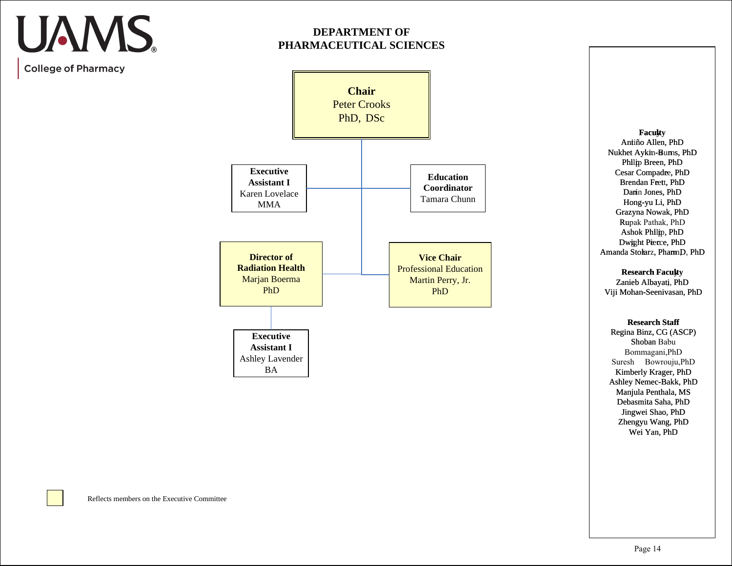UAMS

College of Pharmacy

# DEPARTMENT OF PHARMACEUTICAL SCIENCES

**Chair**
Peter Crooks
PhD, DSc

**Executive Assistant I**
Karen Lovelace
MMA

**Education Coordinator**
Tamara Chunn

**Director of Radiation Health**
Marjan Boerma
PhD

**Vice Chair**
Professional Education
Martin Perry, Jr.
PhD

**Executive Assistant I**
Ashley Lavender
BA

**Faculty**
Antiño Allen, PhD
Nukhet Aykin-Burns, PhD
Philip Breen, PhD
Cesar Compadre, PhD
Brendan Frett, PhD
Darin Jones, PhD
Hong-yu Li, PhD
Grazyna Nowak, PhD
Rupak Pathak, PhD
Ashok Philip, PhD
Dwight Pierce, PhD
Amanda Stolarz, PharmD, PhD

**Research Faculty**
Zanieb Albayati, PhD
Viji Mohan-Seenivasan, PhD

**Research Staff**
Regina Binz, CG (ASCP)
Shoban Babu Bommagani, PhD
Suresh Bowrouju, PhD
Kimberly Krager, PhD
Ashley Nemec-Bakk, PhD
Manjula Penthala, MS
Debasmita Saha, PhD
Jingwei Shao, PhD
Zhengyu Wang, PhD
Wei Yan, PhD

Reflects members on the Executive Committee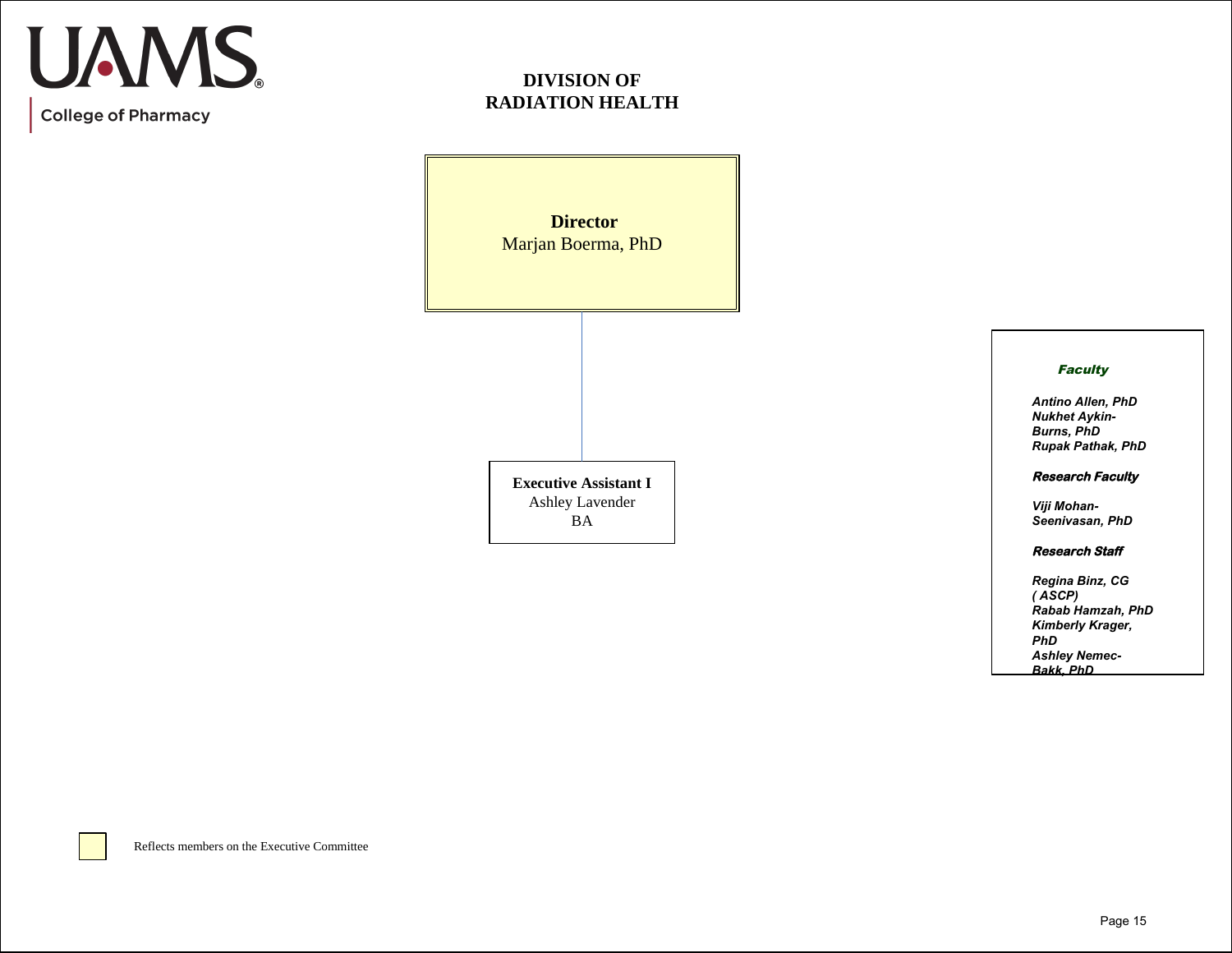UAMS College of Pharmacy

# DIVISION OF RADIATION HEALTH

**Director**
Marjan Boerma, PhD

**Executive Assistant I**
Ashley Lavender
BA

***Faculty***

*Antino Allen, PhD*
*Nukhet Aykin-Burns, PhD*
*Rupak Pathak, PhD*

***Research Faculty***

*Viji Mohan-Seenivasan, PhD*

***Research Staff***

*Regina Binz, CG (ASCP)*
*Rabab Hamzah, PhD*
*Kimberly Krager, PhD*
*Ashley Nemec-Bakk, PhD*

Reflects members on the Executive Committee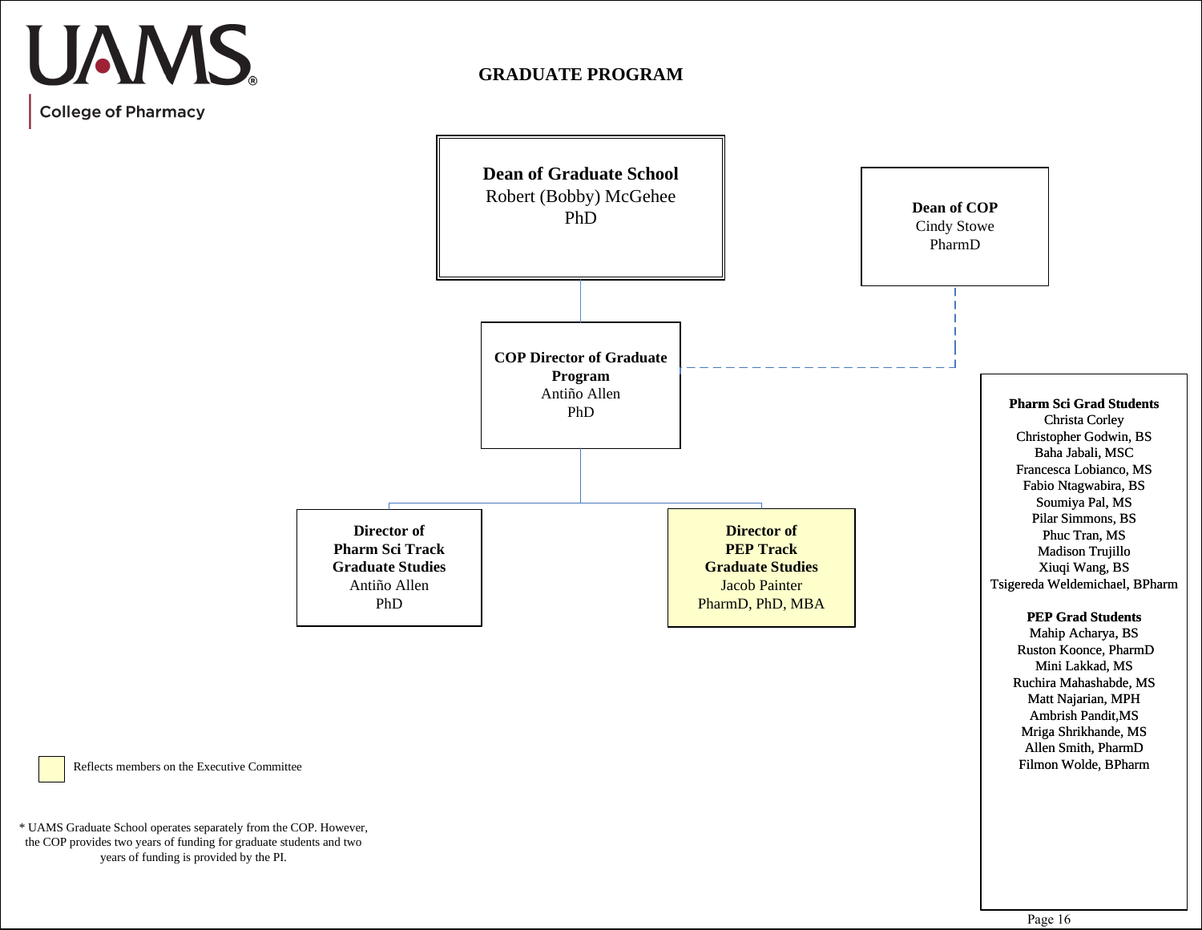UAMS

College of Pharmacy

# GRADUATE PROGRAM

**Dean of Graduate School**
Robert (Bobby) McGehee
PhD

**Dean of COP**
Cindy Stowe
PharmD

**COP Director of Graduate Program**
Antiño Allen
PhD

**Director of Pharm Sci Track Graduate Studies**
Antiño Allen
PhD

**Director of PEP Track Graduate Studies**
Jacob Painter
PharmD, PhD, MBA

**Pharm Sci Grad Students**
Christa Corley
Christopher Godwin, BS
Baha Jabali, MSC
Francesca Lobianco, MS
Fabio Ntagwabira, BS
Soumiya Pal, MS
Pilar Simmons, BS
Phuc Tran, MS
Madison Trujillo
Xiuqi Wang, BS
Tsigereda Weldemichael, BPharm

**PEP Grad Students**
Mahip Acharya, BS
Ruston Koonce, PharmD
Mini Lakkad, MS
Ruchira Mahashabde, MS
Matt Najarian, MPH
Ambrish Pandit,MS
Mriga Shrikhande, MS
Allen Smith, PharmD
Filmon Wolde, BPharm

Reflects members on the Executive Committee

* UAMS Graduate School operates separately from the COP. However, the COP provides two years of funding for graduate students and two years of funding is provided by the PI.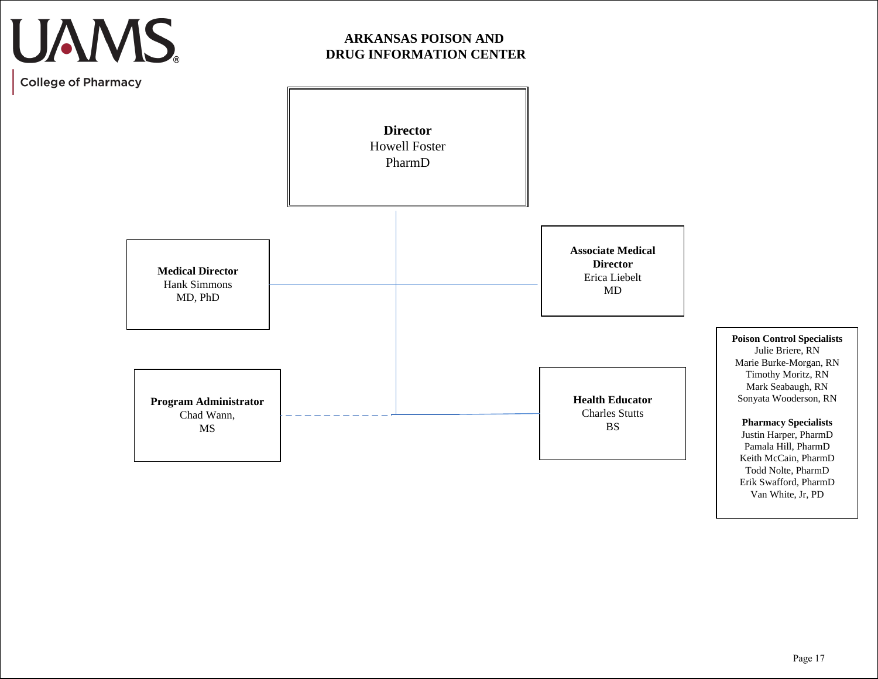UAMS

College of Pharmacy

# ARKANSAS POISON AND DRUG INFORMATION CENTER

**Director**
Howell Foster
PharmD

**Medical Director**
Hank Simmons
MD, PhD

**Associate Medical Director**
Erica Liebelt
MD

**Program Administrator**
Chad Wann,
MS

**Health Educator**
Charles Stutts
BS

**Poison Control Specialists**
Julie Briere, RN
Marie Burke-Morgan, RN
Timothy Moritz, RN
Mark Seabaugh, RN
Sonyata Wooderson, RN

**Pharmacy Specialists**
Justin Harper, PharmD
Pamala Hill, PharmD
Keith McCain, PharmD
Todd Nolte, PharmD
Erik Swafford, PharmD
Van White, Jr, PD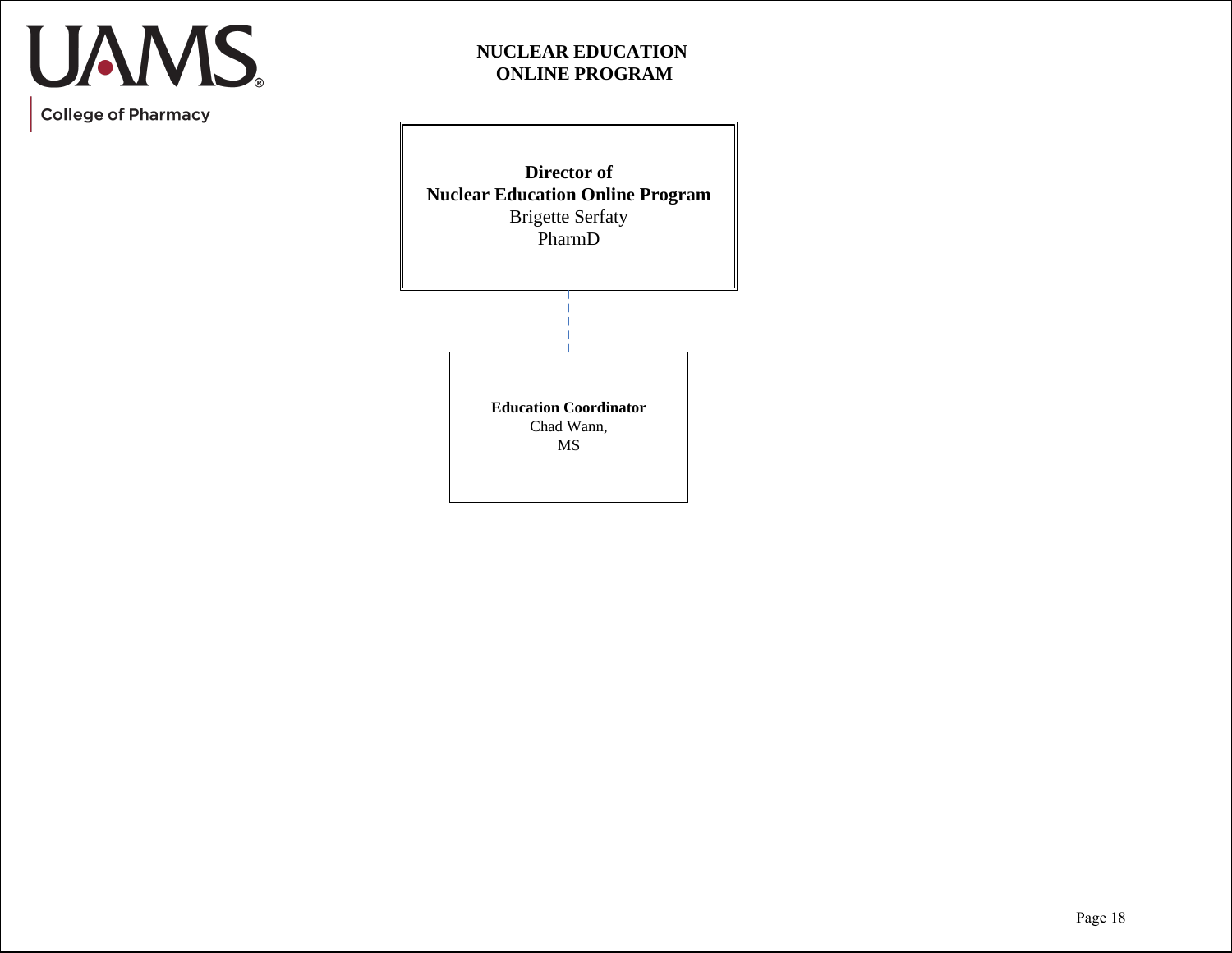UAMS
College of Pharmacy

# NUCLEAR EDUCATION ONLINE PROGRAM

**Director of Nuclear Education Online Program**
Brigette Serfaty
PharmD

**Education Coordinator**
Chad Wann,
MS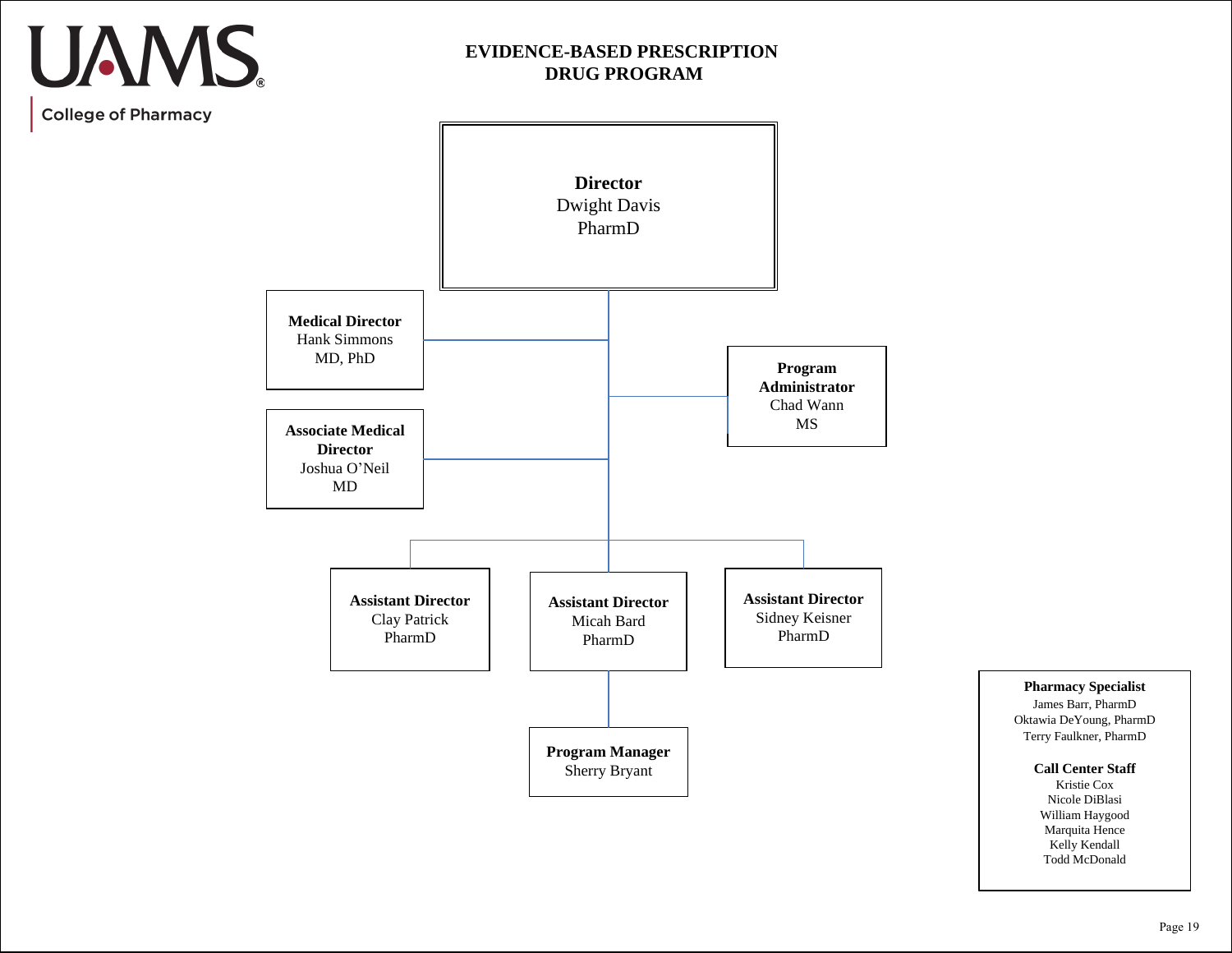UAMS College of Pharmacy

# EVIDENCE-BASED PRESCRIPTION DRUG PROGRAM

**Director**
Dwight Davis
PharmD

**Medical Director**
Hank Simmons
MD, PhD

**Associate Medical Director**
Joshua O'Neil
MD

**Program Administrator**
Chad Wann
MS

**Assistant Director**
Clay Patrick
PharmD

**Assistant Director**
Micah Bard
PharmD

**Assistant Director**
Sidney Keisner
PharmD

**Program Manager**
Sherry Bryant

**Pharmacy Specialist**
James Barr, PharmD
Oktawia DeYoung, PharmD
Terry Faulkner, PharmD

**Call Center Staff**
Kristie Cox
Nicole DiBlasi
William Haygood
Marquita Hence
Kelly Kendall
Todd McDonald